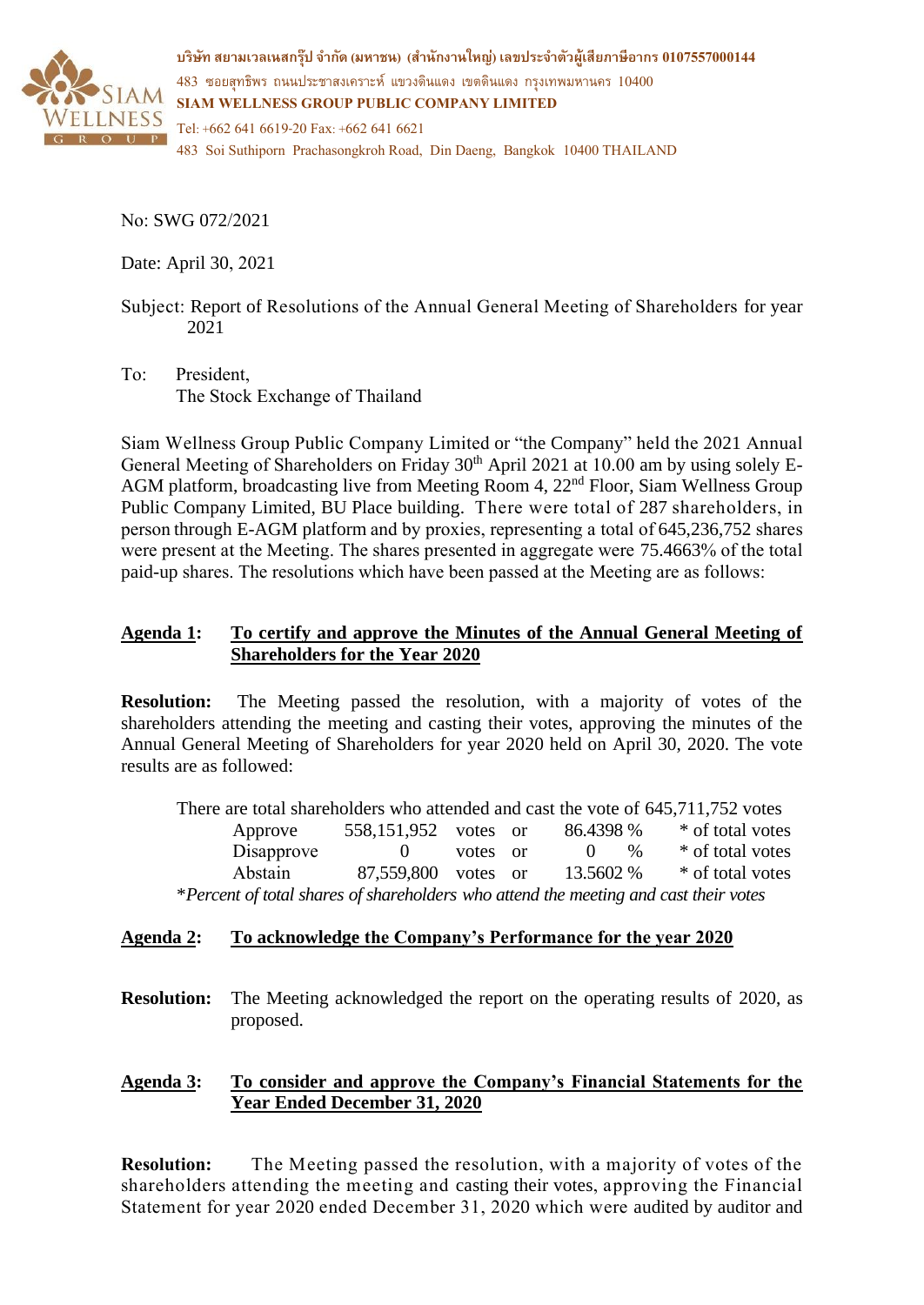บริษัท สยามเวลเนสกรุ๊ป จำกัด (มหาชน) (สำนักงานใหญ่) เลขประจำตัวผู้เสียภาษีอากร 0107557000144
483 ซอยสุทธิพร ถนนประชาสงเคราะห์ แขวงดินแดง เขตดินแดง กรุงเทพมหานคร 10400
**SIAM WELLNESS GROUP PUBLIC COMPANY LIMITED**
Tel: +662 641 6619-20 Fax: +662 641 6621
483 Soi Suthiporn Prachasongkroh Road, Din Daeng, Bangkok 10400 THAILAND

No: SWG 072/2021

Date: April 30, 2021

Subject: Report of Resolutions of the Annual General Meeting of Shareholders for year 2021

To: President,
The Stock Exchange of Thailand

Siam Wellness Group Public Company Limited or "the Company" held the 2021 Annual General Meeting of Shareholders on Friday 30th April 2021 at 10.00 am by using solely E-AGM platform, broadcasting live from Meeting Room 4, 22nd Floor, Siam Wellness Group Public Company Limited, BU Place building. There were total of 287 shareholders, in person through E-AGM platform and by proxies, representing a total of 645,236,752 shares were present at the Meeting. The shares presented in aggregate were 75.4663% of the total paid-up shares. The resolutions which have been passed at the Meeting are as follows:

**Agenda 1: To certify and approve the Minutes of the Annual General Meeting of Shareholders for the Year 2020**

**Resolution:** The Meeting passed the resolution, with a majority of votes of the shareholders attending the meeting and casting their votes, approving the minutes of the Annual General Meeting of Shareholders for year 2020 held on April 30, 2020. The vote results are as followed:

There are total shareholders who attended and cast the vote of 645,711,752 votes

| | | | | |
|---|---|---|---|---|
| Approve | 558,151,952 | votes or | 86.4398 % | * of total votes |
| Disapprove | 0 | votes or | 0 % | * of total votes |
| Abstain | 87,559,800 | votes or | 13.5602 % | * of total votes |

**Percent of total shares of shareholders who attend the meeting and cast their votes*

**Agenda 2: To acknowledge the Company's Performance for the year 2020**

**Resolution:** The Meeting acknowledged the report on the operating results of 2020, as proposed.

**Agenda 3: To consider and approve the Company's Financial Statements for the Year Ended December 31, 2020**

**Resolution:** The Meeting passed the resolution, with a majority of votes of the shareholders attending the meeting and casting their votes, approving the Financial Statement for year 2020 ended December 31, 2020 which were audited by auditor and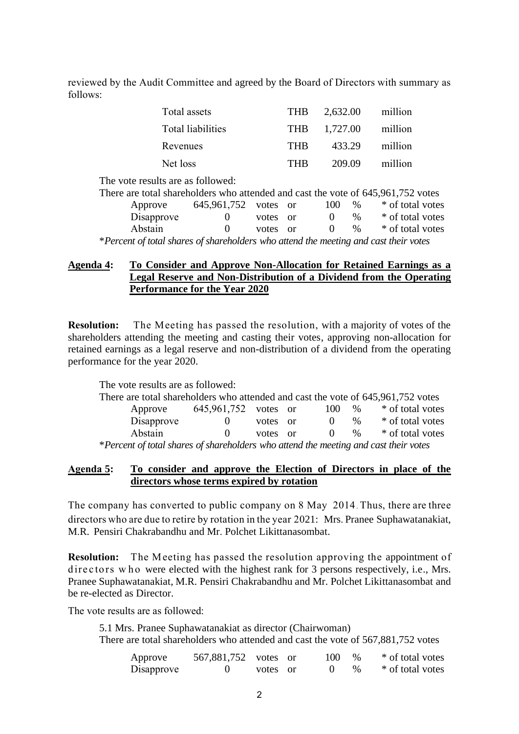reviewed by the Audit Committee and agreed by the Board of Directors with summary as follows:

| | | | |
|---|---|---|---|
| Total assets | THB | 2,632.00 | million |
| Total liabilities | THB | 1,727.00 | million |
| Revenues | THB | 433.29 | million |
| Net loss | THB | 209.09 | million |

The vote results are as followed:

There are total shareholders who attended and cast the vote of 645,961,752 votes

| | | | | | | |
|---|---|---|---|---|---|---|
| Approve | 645,961,752 | votes | or | 100 | % | * of total votes |
| Disapprove | 0 | votes | or | 0 | % | * of total votes |
| Abstain | 0 | votes | or | 0 | % | * of total votes |

**Percent of total shares of shareholders who attend the meeting and cast their votes*

## Agenda 4: To Consider and Approve Non-Allocation for Retained Earnings as a Legal Reserve and Non-Distribution of a Dividend from the Operating Performance for the Year 2020

**Resolution:** The Meeting has passed the resolution, with a majority of votes of the shareholders attending the meeting and casting their votes, approving non-allocation for retained earnings as a legal reserve and non-distribution of a dividend from the operating performance for the year 2020.

The vote results are as followed:

There are total shareholders who attended and cast the vote of 645,961,752 votes

| | | | | | | |
|---|---|---|---|---|---|---|
| Approve | 645,961,752 | votes | or | 100 | % | * of total votes |
| Disapprove | 0 | votes | or | 0 | % | * of total votes |
| Abstain | 0 | votes | or | 0 | % | * of total votes |

**Percent of total shares of shareholders who attend the meeting and cast their votes*

## Agenda 5: To consider and approve the Election of Directors in place of the directors whose terms expired by rotation

The company has converted to public company on 8 May 2014. Thus, there are three directors who are due to retire by rotation in the year 2021: Mrs. Pranee Suphawatanakiat, M.R. Pensiri Chakrabandhu and Mr. Polchet Likittanasombat.

**Resolution:** The Meeting has passed the resolution approving the appointment of directors who were elected with the highest rank for 3 persons respectively, i.e., Mrs. Pranee Suphawatanakiat, M.R. Pensiri Chakrabandhu and Mr. Polchet Likittanasombat and be re-elected as Director.

The vote results are as followed:

5.1 Mrs. Pranee Suphawatanakiat as director (Chairwoman)

There are total shareholders who attended and cast the vote of 567,881,752 votes

| | | | | | | |
|---|---|---|---|---|---|---|
| Approve | 567,881,752 | votes | or | 100 | % | * of total votes |
| Disapprove | 0 | votes | or | 0 | % | * of total votes |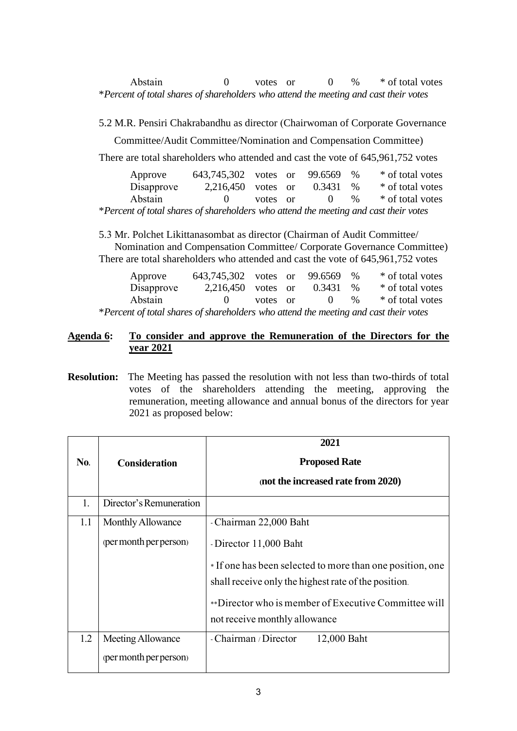| Abstain | 0 | votes or | 0 | % | * of total votes |
|---|---|---|---|---|---|

**Percent of total shares of shareholders who attend the meeting and cast their votes*

5.2 M.R. Pensiri Chakrabandhu as director (Chairwoman of Corporate Governance Committee/Audit Committee/Nomination and Compensation Committee)

There are total shareholders who attended and cast the vote of 645,961,752 votes

| Approve | 643,745,302 | votes or | 99.6569 | % | * of total votes |
|---|---|---|---|---|---|
| Disapprove | 2,216,450 | votes or | 0.3431 | % | * of total votes |
| Abstain | 0 | votes or | 0 | % | * of total votes |

**Percent of total shares of shareholders who attend the meeting and cast their votes*

5.3 Mr. Polchet Likittanasombat as director (Chairman of Audit Committee/ Nomination and Compensation Committee/ Corporate Governance Committee)

There are total shareholders who attended and cast the vote of 645,961,752 votes

| Approve | 643,745,302 | votes or | 99.6569 | % | * of total votes |
|---|---|---|---|---|---|
| Disapprove | 2,216,450 | votes or | 0.3431 | % | * of total votes |
| Abstain | 0 | votes or | 0 | % | * of total votes |

**Percent of total shares of shareholders who attend the meeting and cast their votes*

**Agenda 6: To consider and approve the Remuneration of the Directors for the year 2021**

**Resolution:** The Meeting has passed the resolution with not less than two-thirds of total votes of the shareholders attending the meeting, approving the remuneration, meeting allowance and annual bonus of the directors for year 2021 as proposed below:

| No. | Consideration | 2021<br>Proposed Rate<br>(not the increased rate from 2020) |
|---|---|---|
| 1. | Director's Remuneration | |
| 1.1 | Monthly Allowance<br>(per month per person) | - Chairman 22,000 Baht<br>- Director 11,000 Baht<br>* If one has been selected to more than one position, one shall receive only the highest rate of the position.<br>**Director who is member of Executive Committee will not receive monthly allowance |
| 1.2 | Meeting Allowance<br>(per month per person) | - Chairman / Director 12,000 Baht |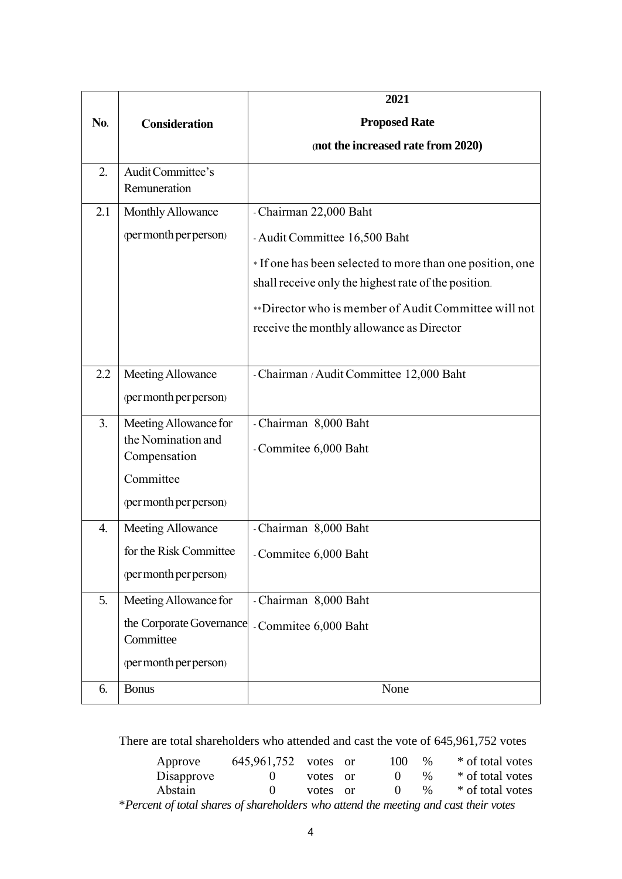| No. | Consideration | 2021 Proposed Rate (not the increased rate from 2020) |
|---|---|---|
| 2. | Audit Committee's Remuneration | |
| 2.1 | Monthly Allowance (per month per person) | - Chairman 22,000 Baht<br>- Audit Committee 16,500 Baht<br>* If one has been selected to more than one position, one shall receive only the highest rate of the position.<br>**Director who is member of Audit Committee will not receive the monthly allowance as Director |
| 2.2 | Meeting Allowance (per month per person) | - Chairman / Audit Committee 12,000 Baht |
| 3. | Meeting Allowance for the Nomination and Compensation Committee (per month per person) | - Chairman 8,000 Baht<br>- Commitee 6,000 Baht |
| 4. | Meeting Allowance for the Risk Committee (per month per person) | - Chairman 8,000 Baht<br>- Commitee 6,000 Baht |
| 5. | Meeting Allowance for the Corporate Governance Committee (per month per person) | - Chairman 8,000 Baht<br>- Commitee 6,000 Baht |
| 6. | Bonus | None |

There are total shareholders who attended and cast the vote of 645,961,752 votes

| | | | | |
|---|---|---|---|---|
| Approve | 645,961,752 | votes or | 100 % | * of total votes |
| Disapprove | 0 | votes or | 0 % | * of total votes |
| Abstain | 0 | votes or | 0 % | * of total votes |

*\*Percent of total shares of shareholders who attend the meeting and cast their votes*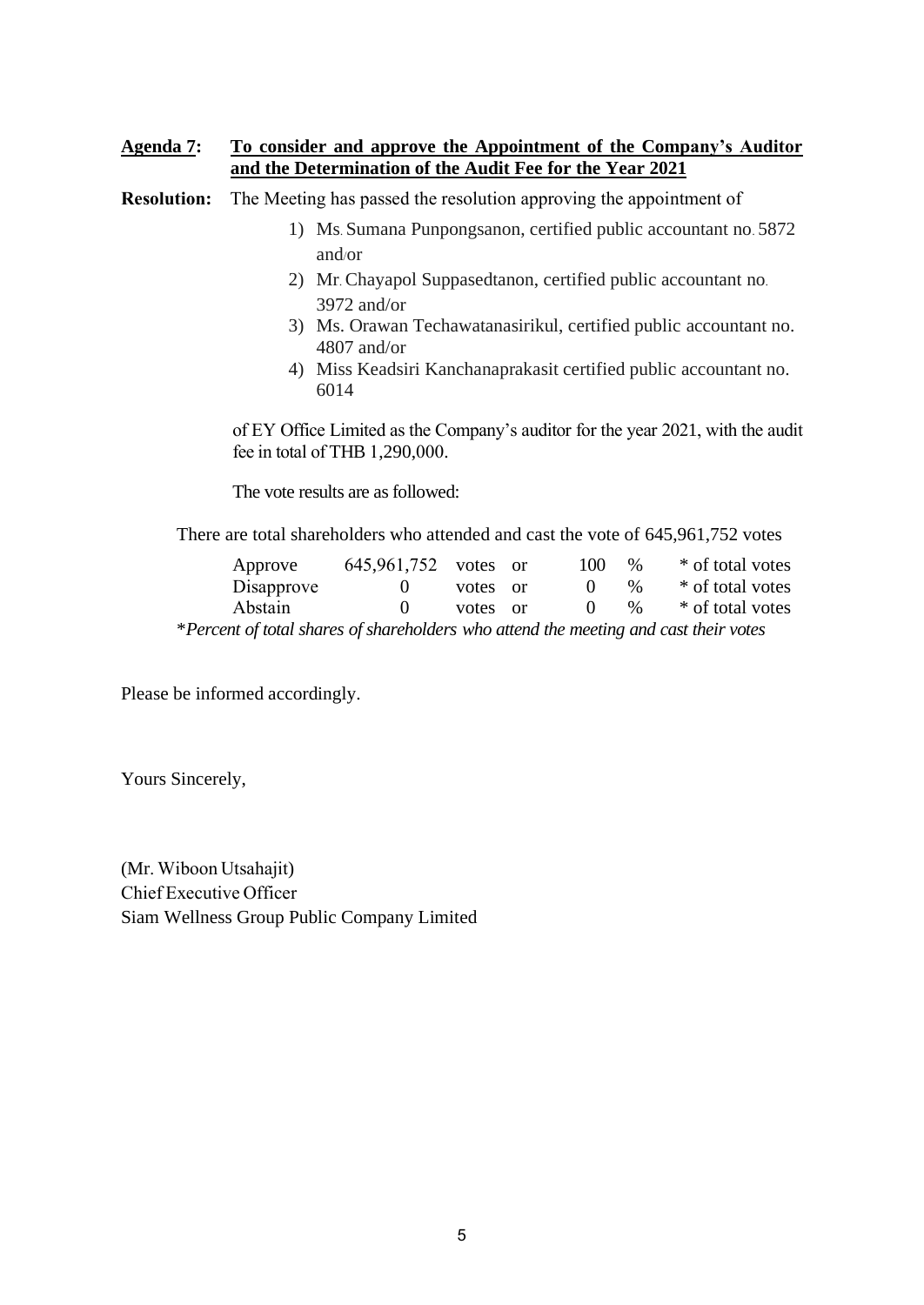**Agenda 7: To consider and approve the Appointment of the Company's Auditor and the Determination of the Audit Fee for the Year 2021**

**Resolution:** The Meeting has passed the resolution approving the appointment of

1) Ms. Sumana Punpongsanon, certified public accountant no. 5872 and/or
2) Mr. Chayapol Suppasedtanon, certified public accountant no. 3972 and/or
3) Ms. Orawan Techawatanasirikul, certified public accountant no. 4807 and/or
4) Miss Keadsiri Kanchanaprakasit certified public accountant no. 6014

of EY Office Limited as the Company's auditor for the year 2021, with the audit fee in total of THB 1,290,000.

The vote results are as followed:

There are total shareholders who attended and cast the vote of 645,961,752 votes

| | | | | | | |
|---|---|---|---|---|---|---|
| Approve | 645,961,752 | votes | or | 100 | % | * of total votes |
| Disapprove | 0 | votes | or | 0 | % | * of total votes |
| Abstain | 0 | votes | or | 0 | % | * of total votes |

**Percent of total shares of shareholders who attend the meeting and cast their votes*

Please be informed accordingly.

Yours Sincerely,

(Mr. Wiboon Utsahajit)
Chief Executive Officer
Siam Wellness Group Public Company Limited